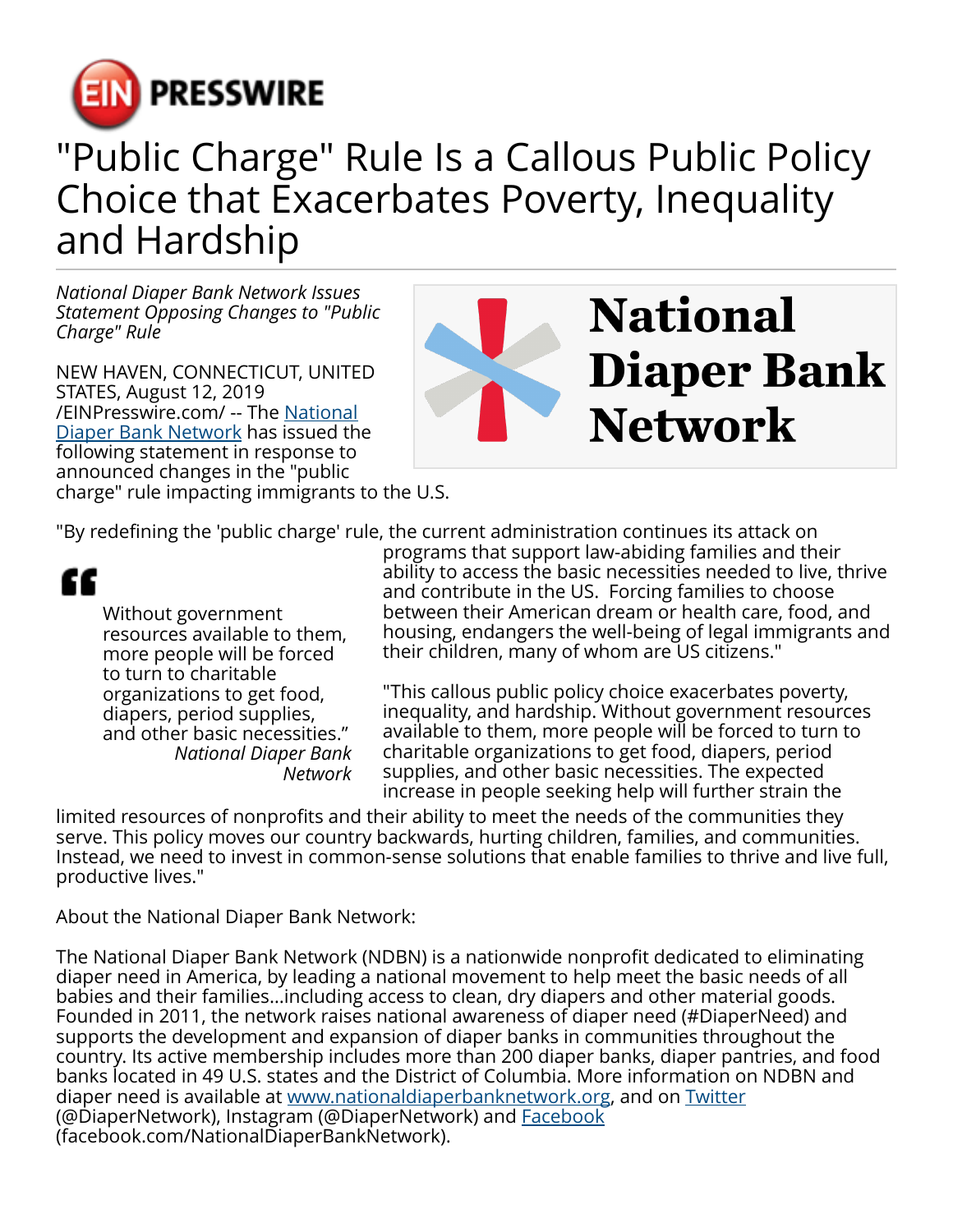# "Public Charge" Rule Is a Callous Public Policy Choice that Exacerbates Poverty, Inequality and Hardship

*National Diaper Bank Network Issues Statement Opposing Changes to "Public Charge" Rule*

NEW HAVEN, CONNECTICUT, UNITED STATES, August 12, 2019 /EINPresswire.com/ -- The [National Diaper Bank Network](http://www.nationaldiaperbanknetwork.org) has issued the following statement in response to announced changes in the "public charge" rule impacting immigrants to the U.S.

> Without government resources available to them, more people will be forced to turn to charitable organizations to get food, diapers, period supplies, and other basic necessities."
>
> *National Diaper Bank Network*

"By redefining the 'public charge' rule, the current administration continues its attack on programs that support law-abiding families and their ability to access the basic necessities needed to live, thrive and contribute in the US. Forcing families to choose between their American dream or health care, food, and housing, endangers the well-being of legal immigrants and their children, many of whom are US citizens."

"This callous public policy choice exacerbates poverty, inequality, and hardship. Without government resources available to them, more people will be forced to turn to charitable organizations to get food, diapers, period supplies, and other basic necessities. The expected increase in people seeking help will further strain the limited resources of nonprofits and their ability to meet the needs of the communities they serve. This policy moves our country backwards, hurting children, families, and communities. Instead, we need to invest in common-sense solutions that enable families to thrive and live full, productive lives."

About the National Diaper Bank Network:

The National Diaper Bank Network (NDBN) is a nationwide nonprofit dedicated to eliminating diaper need in America, by leading a national movement to help meet the basic needs of all babies and their families...including access to clean, dry diapers and other material goods. Founded in 2011, the network raises national awareness of diaper need (#DiaperNeed) and supports the development and expansion of diaper banks in communities throughout the country. Its active membership includes more than 200 diaper banks, diaper pantries, and food banks located in 49 U.S. states and the District of Columbia. More information on NDBN and diaper need is available at [www.nationaldiaperbanknetwork.org](http://www.nationaldiaperbanknetwork.org), and on [Twitter](https://twitter.com/DiaperNetwork) (@DiaperNetwork), Instagram (@DiaperNetwork) and [Facebook](https://facebook.com/NationalDiaperBankNetwork) (facebook.com/NationalDiaperBankNetwork).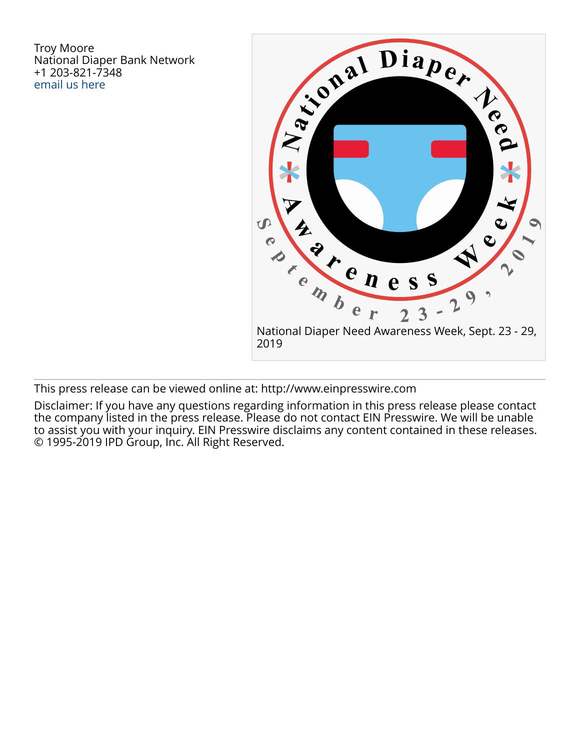Troy Moore
National Diaper Bank Network
+1 203-821-7348
email us here

National Diaper Need Awareness Week, Sept. 23 - 29, 2019

---

This press release can be viewed online at: http://www.einpresswire.com

Disclaimer: If you have any questions regarding information in this press release please contact the company listed in the press release. Please do not contact EIN Presswire. We will be unable to assist you with your inquiry. EIN Presswire disclaims any content contained in these releases. © 1995-2019 IPD Group, Inc. All Right Reserved.